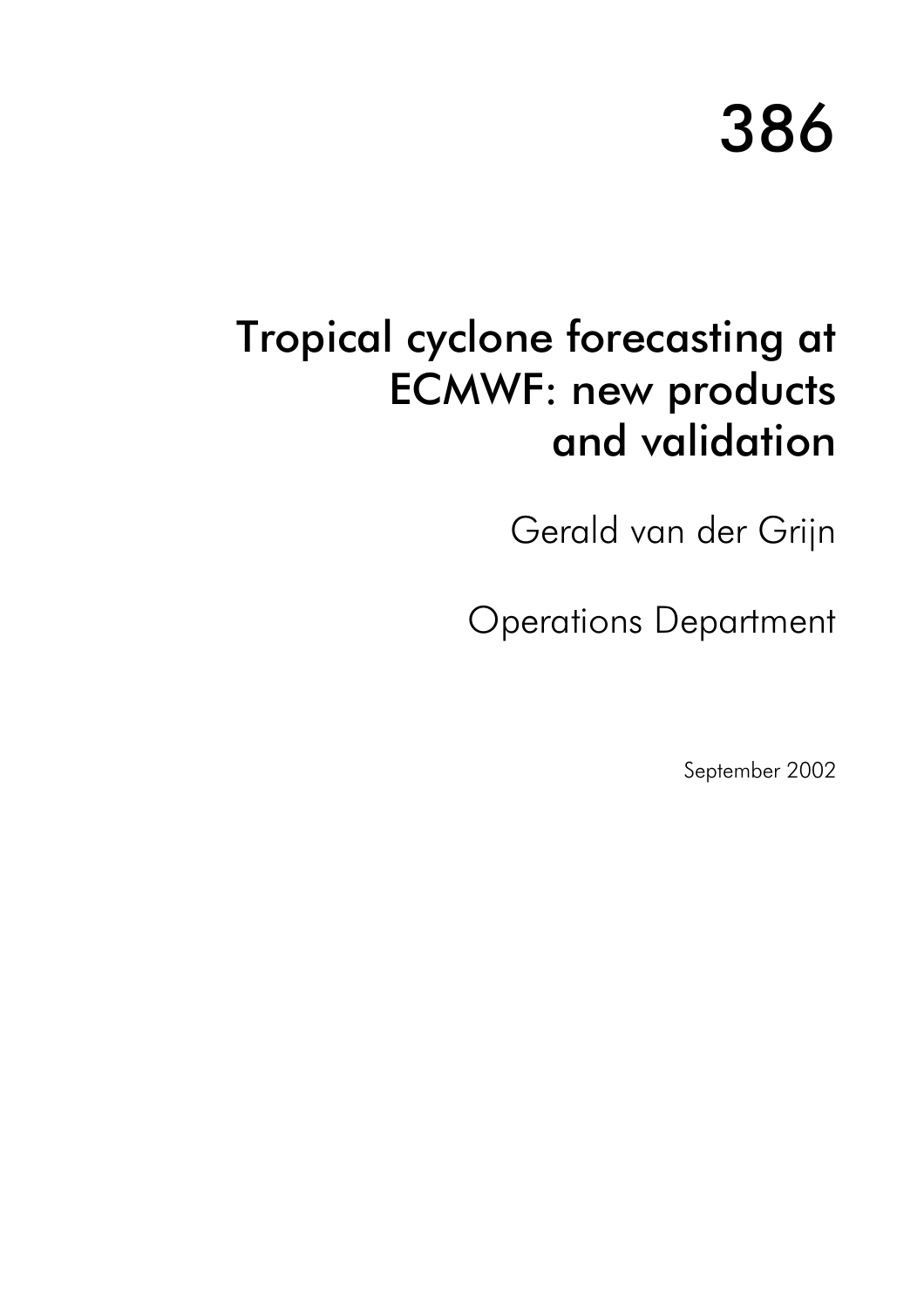386

# Tropical cyclone forecasting at ECMWF: new products and validation

Gerald van der Grijn

Operations Department

September 2002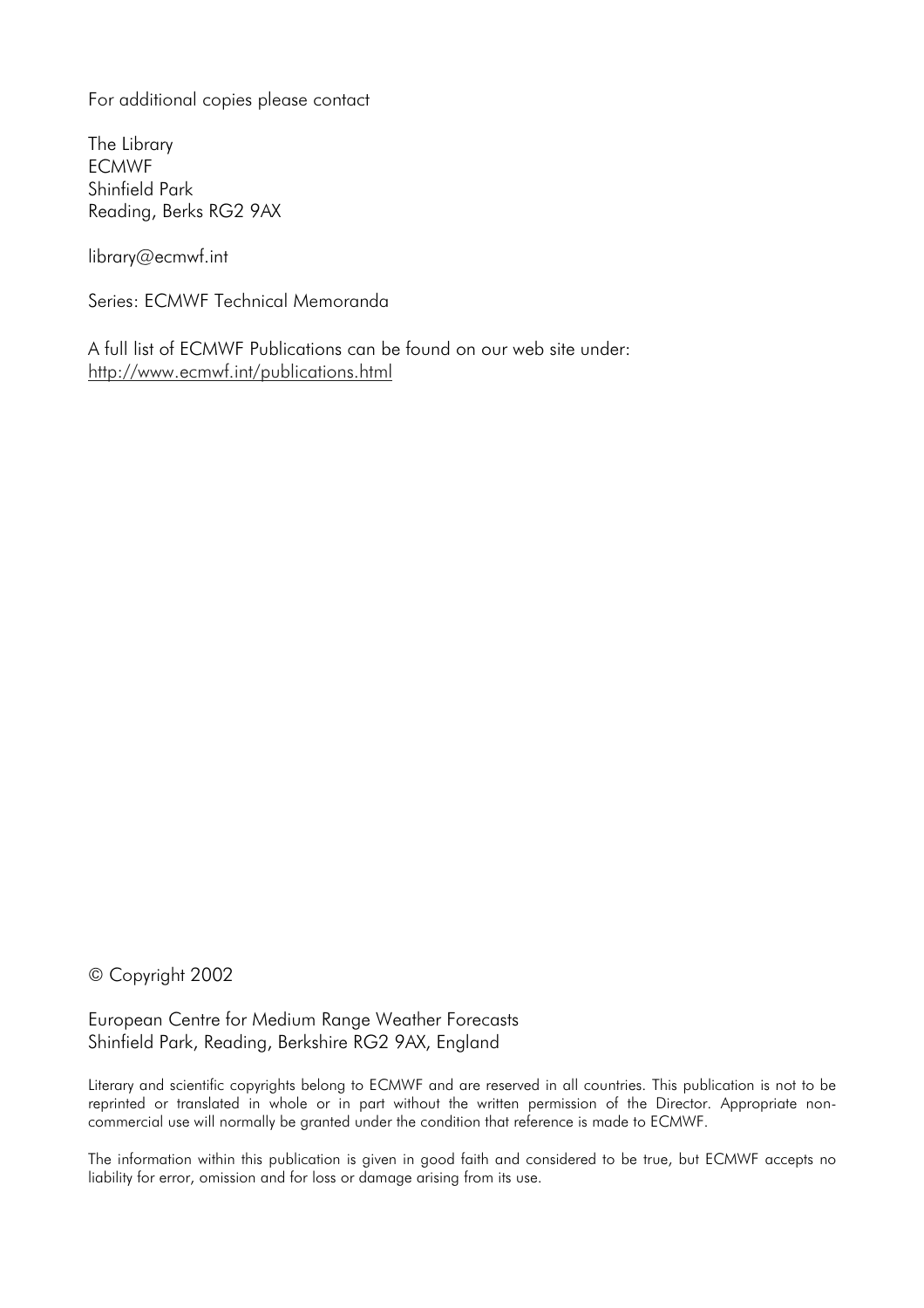For additional copies please contact

The Library
ECMWF
Shinfield Park
Reading, Berks RG2 9AX

library@ecmwf.int

Series: ECMWF Technical Memoranda

A full list of ECMWF Publications can be found on our web site under:
http://www.ecmwf.int/publications.html

© Copyright 2002

European Centre for Medium Range Weather Forecasts
Shinfield Park, Reading, Berkshire RG2 9AX, England

Literary and scientific copyrights belong to ECMWF and are reserved in all countries. This publication is not to be reprinted or translated in whole or in part without the written permission of the Director. Appropriate non-commercial use will normally be granted under the condition that reference is made to ECMWF.

The information within this publication is given in good faith and considered to be true, but ECMWF accepts no liability for error, omission and for loss or damage arising from its use.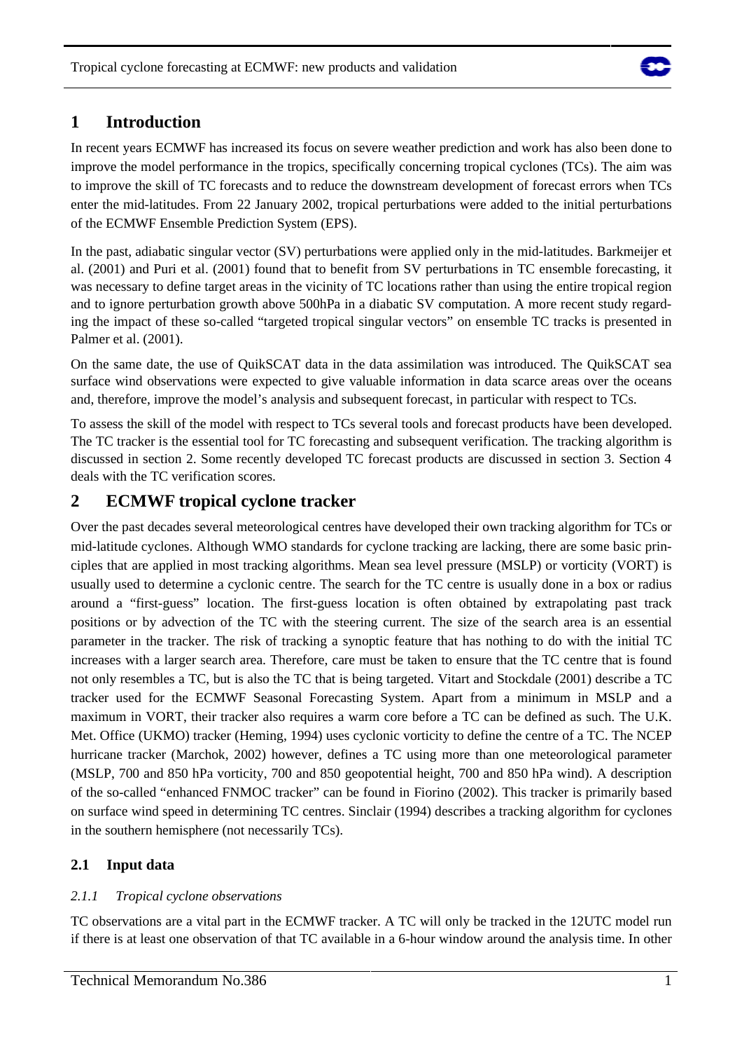# 1 Introduction

In recent years ECMWF has increased its focus on severe weather prediction and work has also been done to improve the model performance in the tropics, specifically concerning tropical cyclones (TCs). The aim was to improve the skill of TC forecasts and to reduce the downstream development of forecast errors when TCs enter the mid-latitudes. From 22 January 2002, tropical perturbations were added to the initial perturbations of the ECMWF Ensemble Prediction System (EPS).

In the past, adiabatic singular vector (SV) perturbations were applied only in the mid-latitudes. Barkmeijer et al. (2001) and Puri et al. (2001) found that to benefit from SV perturbations in TC ensemble forecasting, it was necessary to define target areas in the vicinity of TC locations rather than using the entire tropical region and to ignore perturbation growth above 500hPa in a diabatic SV computation. A more recent study regarding the impact of these so-called "targeted tropical singular vectors" on ensemble TC tracks is presented in Palmer et al. (2001).

On the same date, the use of QuikSCAT data in the data assimilation was introduced. The QuikSCAT sea surface wind observations were expected to give valuable information in data scarce areas over the oceans and, therefore, improve the model's analysis and subsequent forecast, in particular with respect to TCs.

To assess the skill of the model with respect to TCs several tools and forecast products have been developed. The TC tracker is the essential tool for TC forecasting and subsequent verification. The tracking algorithm is discussed in section 2. Some recently developed TC forecast products are discussed in section 3. Section 4 deals with the TC verification scores.

# 2 ECMWF tropical cyclone tracker

Over the past decades several meteorological centres have developed their own tracking algorithm for TCs or mid-latitude cyclones. Although WMO standards for cyclone tracking are lacking, there are some basic principles that are applied in most tracking algorithms. Mean sea level pressure (MSLP) or vorticity (VORT) is usually used to determine a cyclonic centre. The search for the TC centre is usually done in a box or radius around a "first-guess" location. The first-guess location is often obtained by extrapolating past track positions or by advection of the TC with the steering current. The size of the search area is an essential parameter in the tracker. The risk of tracking a synoptic feature that has nothing to do with the initial TC increases with a larger search area. Therefore, care must be taken to ensure that the TC centre that is found not only resembles a TC, but is also the TC that is being targeted. Vitart and Stockdale (2001) describe a TC tracker used for the ECMWF Seasonal Forecasting System. Apart from a minimum in MSLP and a maximum in VORT, their tracker also requires a warm core before a TC can be defined as such. The U.K. Met. Office (UKMO) tracker (Heming, 1994) uses cyclonic vorticity to define the centre of a TC. The NCEP hurricane tracker (Marchok, 2002) however, defines a TC using more than one meteorological parameter (MSLP, 700 and 850 hPa vorticity, 700 and 850 geopotential height, 700 and 850 hPa wind). A description of the so-called "enhanced FNMOC tracker" can be found in Fiorino (2002). This tracker is primarily based on surface wind speed in determining TC centres. Sinclair (1994) describes a tracking algorithm for cyclones in the southern hemisphere (not necessarily TCs).

## 2.1 Input data

### *2.1.1 Tropical cyclone observations*

TC observations are a vital part in the ECMWF tracker. A TC will only be tracked in the 12UTC model run if there is at least one observation of that TC available in a 6-hour window around the analysis time. In other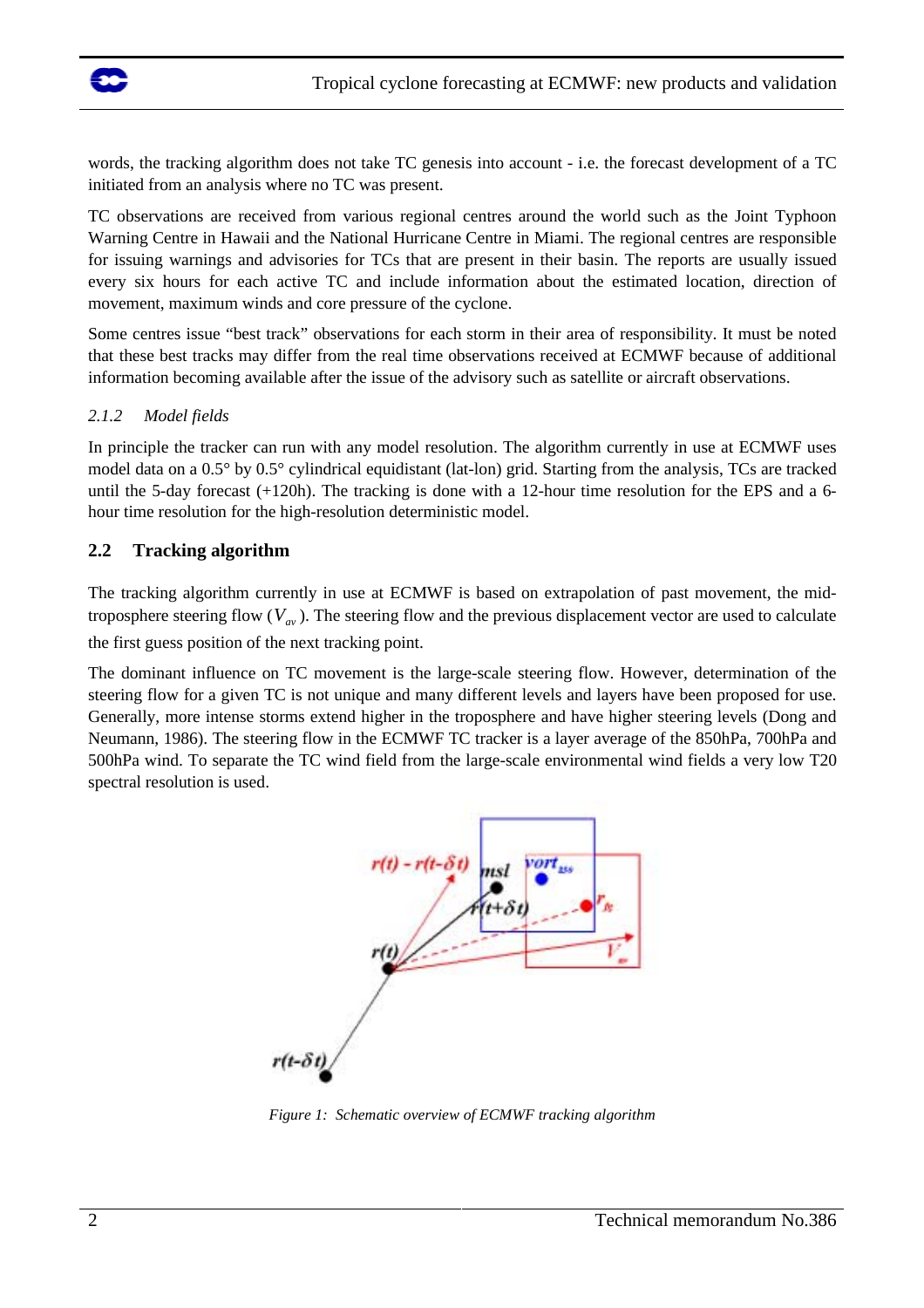words, the tracking algorithm does not take TC genesis into account - i.e. the forecast development of a TC initiated from an analysis where no TC was present.

TC observations are received from various regional centres around the world such as the Joint Typhoon Warning Centre in Hawaii and the National Hurricane Centre in Miami. The regional centres are responsible for issuing warnings and advisories for TCs that are present in their basin. The reports are usually issued every six hours for each active TC and include information about the estimated location, direction of movement, maximum winds and core pressure of the cyclone.

Some centres issue "best track" observations for each storm in their area of responsibility. It must be noted that these best tracks may differ from the real time observations received at ECMWF because of additional information becoming available after the issue of the advisory such as satellite or aircraft observations.

#### 2.1.2 Model fields

In principle the tracker can run with any model resolution. The algorithm currently in use at ECMWF uses model data on a 0.5° by 0.5° cylindrical equidistant (lat-lon) grid. Starting from the analysis, TCs are tracked until the 5-day forecast (+120h). The tracking is done with a 12-hour time resolution for the EPS and a 6-hour time resolution for the high-resolution deterministic model.

### 2.2 Tracking algorithm

The tracking algorithm currently in use at ECMWF is based on extrapolation of past movement, the mid-troposphere steering flow ($V_{av}$). The steering flow and the previous displacement vector are used to calculate the first guess position of the next tracking point.

The dominant influence on TC movement is the large-scale steering flow. However, determination of the steering flow for a given TC is not unique and many different levels and layers have been proposed for use. Generally, more intense storms extend higher in the troposphere and have higher steering levels (Dong and Neumann, 1986). The steering flow in the ECMWF TC tracker is a layer average of the 850hPa, 700hPa and 500hPa wind. To separate the TC wind field from the large-scale environmental wind fields a very low T20 spectral resolution is used.

*Figure 1: Schematic overview of ECMWF tracking algorithm*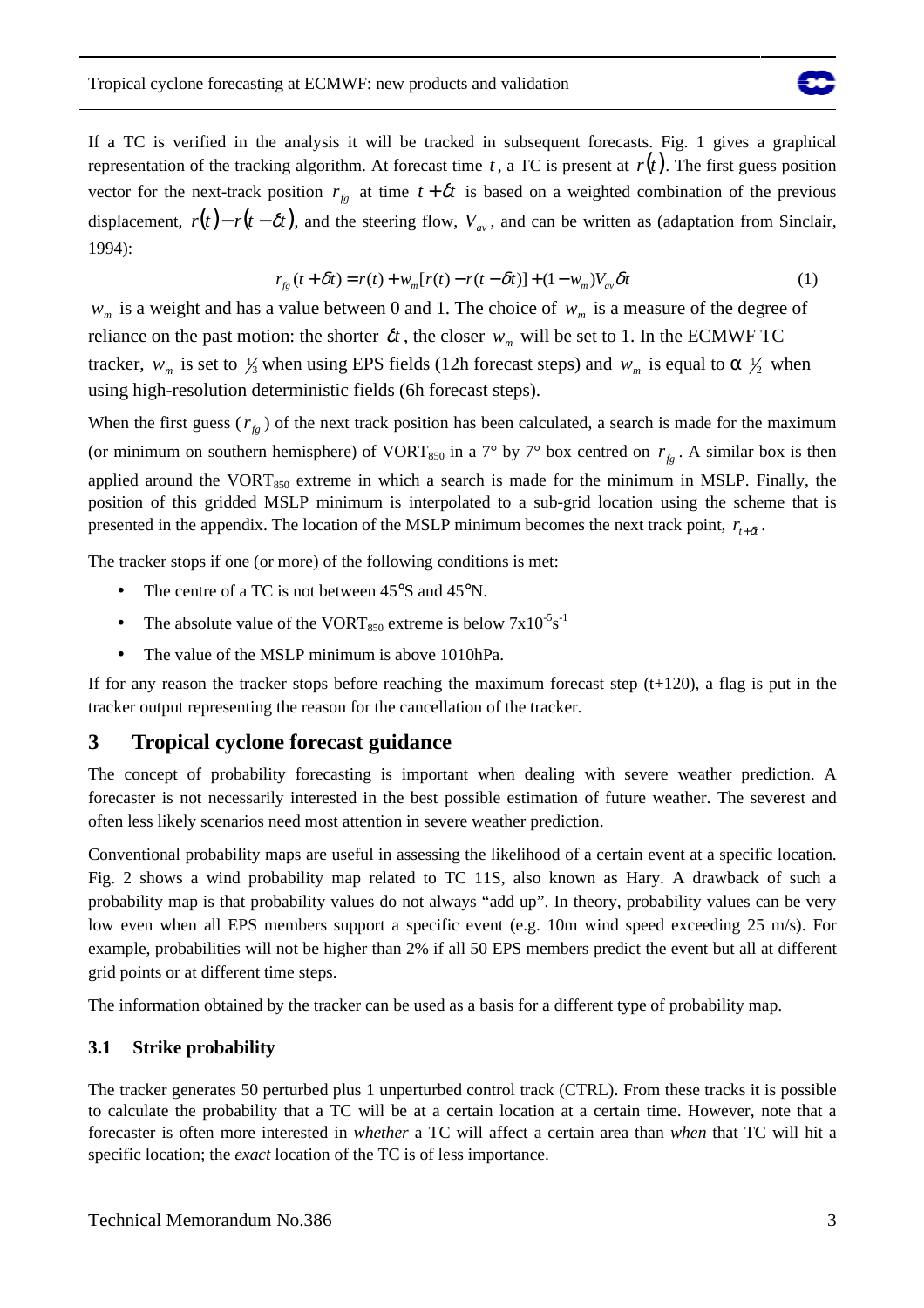If a TC is verified in the analysis it will be tracked in subsequent forecasts. Fig. 1 gives a graphical representation of the tracking algorithm. At forecast time $t$, a TC is present at $r(t)$. The first guess position vector for the next-track position $r_{fg}$ at time $t+\delta t$ is based on a weighted combination of the previous displacement, $r(t)-r(t-\delta t)$, and the steering flow, $V_{av}$, and can be written as (adaptation from Sinclair, 1994):

$$r_{fg}(t+\delta t) = r(t) + w_m[r(t) - r(t-\delta t)] + (1-w_m)V_{av}\delta t \tag{1}$$

$w_m$ is a weight and has a value between 0 and 1. The choice of $w_m$ is a measure of the degree of reliance on the past motion: the shorter $\delta t$, the closer $w_m$ will be set to 1. In the ECMWF TC tracker, $w_m$ is set to $\frac{1}{3}$ when using EPS fields (12h forecast steps) and $w_m$ is equal to $\alpha$ $\frac{1}{2}$ when using high-resolution deterministic fields (6h forecast steps).

When the first guess ($r_{fg}$) of the next track position has been calculated, a search is made for the maximum (or minimum on southern hemisphere) of $VORT_{850}$ in a 7° by 7° box centred on $r_{fg}$. A similar box is then applied around the $VORT_{850}$ extreme in which a search is made for the minimum in MSLP. Finally, the position of this gridded MSLP minimum is interpolated to a sub-grid location using the scheme that is presented in the appendix. The location of the MSLP minimum becomes the next track point, $r_{t+\delta t}$.

The tracker stops if one (or more) of the following conditions is met:

- The centre of a TC is not between 45°S and 45°N.
- The absolute value of the $VORT_{850}$ extreme is below $7\text{x}10^{-5}\text{s}^{-1}$
- The value of the MSLP minimum is above 1010hPa.

If for any reason the tracker stops before reaching the maximum forecast step (t+120), a flag is put in the tracker output representing the reason for the cancellation of the tracker.

## 3 Tropical cyclone forecast guidance

The concept of probability forecasting is important when dealing with severe weather prediction. A forecaster is not necessarily interested in the best possible estimation of future weather. The severest and often less likely scenarios need most attention in severe weather prediction.

Conventional probability maps are useful in assessing the likelihood of a certain event at a specific location. Fig. 2 shows a wind probability map related to TC 11S, also known as Hary. A drawback of such a probability map is that probability values do not always "add up". In theory, probability values can be very low even when all EPS members support a specific event (e.g. 10m wind speed exceeding 25 m/s). For example, probabilities will not be higher than 2% if all 50 EPS members predict the event but all at different grid points or at different time steps.

The information obtained by the tracker can be used as a basis for a different type of probability map.

### 3.1 Strike probability

The tracker generates 50 perturbed plus 1 unperturbed control track (CTRL). From these tracks it is possible to calculate the probability that a TC will be at a certain location at a certain time. However, note that a forecaster is often more interested in *whether* a TC will affect a certain area than *when* that TC will hit a specific location; the *exact* location of the TC is of less importance.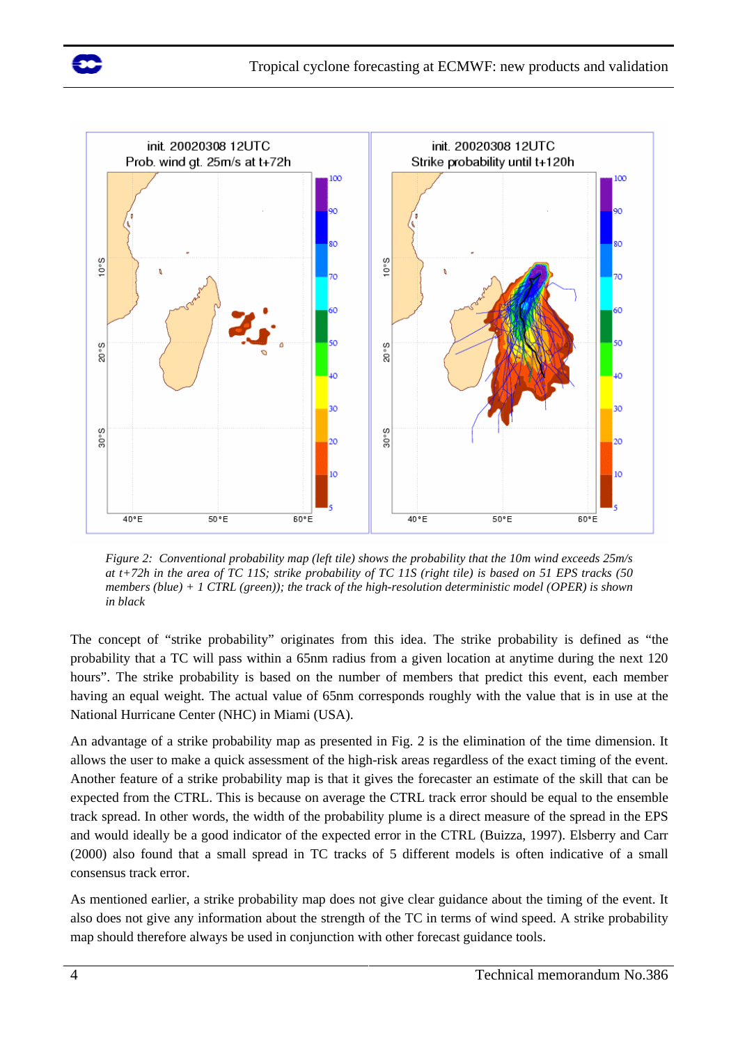*Figure 2: Conventional probability map (left tile) shows the probability that the 10m wind exceeds 25m/s at t+72h in the area of TC 11S; strike probability of TC 11S (right tile) is based on 51 EPS tracks (50 members (blue) + 1 CTRL (green)); the track of the high-resolution deterministic model (OPER) is shown in black*

The concept of "strike probability" originates from this idea. The strike probability is defined as "the probability that a TC will pass within a 65nm radius from a given location at anytime during the next 120 hours". The strike probability is based on the number of members that predict this event, each member having an equal weight. The actual value of 65nm corresponds roughly with the value that is in use at the National Hurricane Center (NHC) in Miami (USA).

An advantage of a strike probability map as presented in Fig. 2 is the elimination of the time dimension. It allows the user to make a quick assessment of the high-risk areas regardless of the exact timing of the event. Another feature of a strike probability map is that it gives the forecaster an estimate of the skill that can be expected from the CTRL. This is because on average the CTRL track error should be equal to the ensemble track spread. In other words, the width of the probability plume is a direct measure of the spread in the EPS and would ideally be a good indicator of the expected error in the CTRL (Buizza, 1997). Elsberry and Carr (2000) also found that a small spread in TC tracks of 5 different models is often indicative of a small consensus track error.

As mentioned earlier, a strike probability map does not give clear guidance about the timing of the event. It also does not give any information about the strength of the TC in terms of wind speed. A strike probability map should therefore always be used in conjunction with other forecast guidance tools.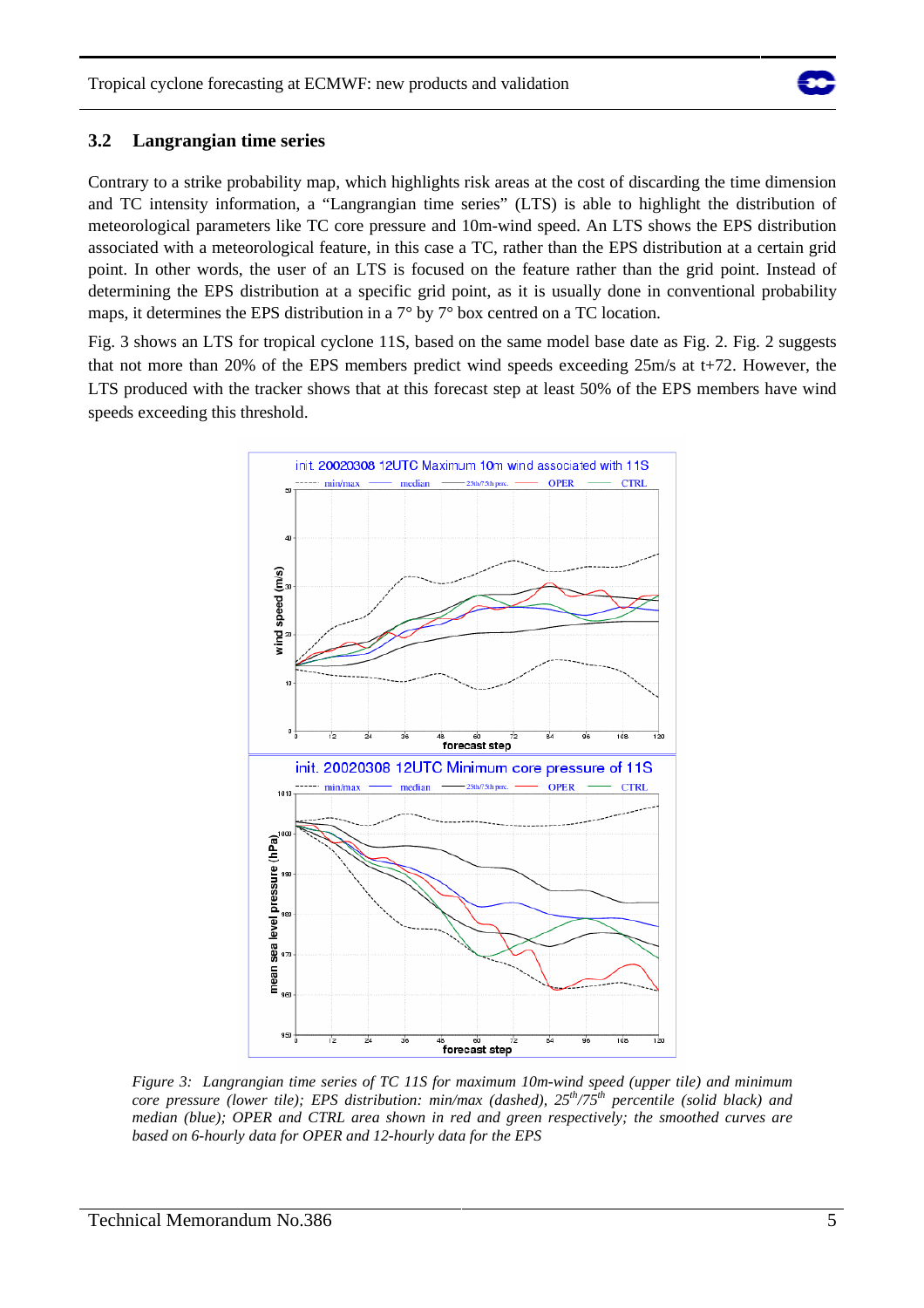### 3.2 Langrangian time series

Contrary to a strike probability map, which highlights risk areas at the cost of discarding the time dimension and TC intensity information, a "Langrangian time series" (LTS) is able to highlight the distribution of meteorological parameters like TC core pressure and 10m-wind speed. An LTS shows the EPS distribution associated with a meteorological feature, in this case a TC, rather than the EPS distribution at a certain grid point. In other words, the user of an LTS is focused on the feature rather than the grid point. Instead of determining the EPS distribution at a specific grid point, as it is usually done in conventional probability maps, it determines the EPS distribution in a 7° by 7° box centred on a TC location.

Fig. 3 shows an LTS for tropical cyclone 11S, based on the same model base date as Fig. 2. Fig. 2 suggests that not more than 20% of the EPS members predict wind speeds exceeding 25m/s at t+72. However, the LTS produced with the tracker shows that at this forecast step at least 50% of the EPS members have wind speeds exceeding this threshold.

*Figure 3: Langrangian time series of TC 11S for maximum 10m-wind speed (upper tile) and minimum core pressure (lower tile); EPS distribution: min/max (dashed), $25^{th}/75^{th}$ percentile (solid black) and median (blue); OPER and CTRL area shown in red and green respectively; the smoothed curves are based on 6-hourly data for OPER and 12-hourly data for the EPS*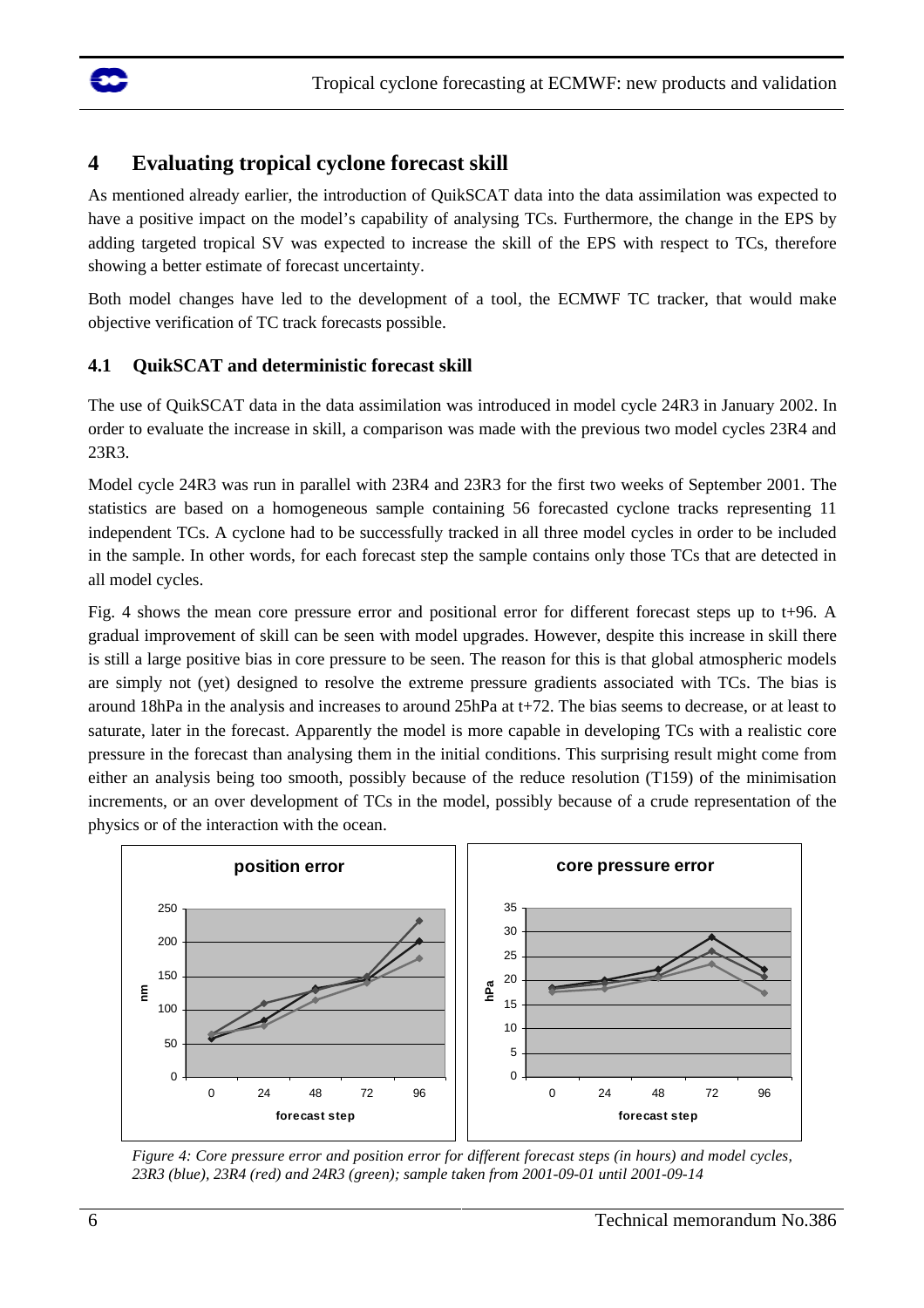## 4 Evaluating tropical cyclone forecast skill

As mentioned already earlier, the introduction of QuikSCAT data into the data assimilation was expected to have a positive impact on the model's capability of analysing TCs. Furthermore, the change in the EPS by adding targeted tropical SV was expected to increase the skill of the EPS with respect to TCs, therefore showing a better estimate of forecast uncertainty.

Both model changes have led to the development of a tool, the ECMWF TC tracker, that would make objective verification of TC track forecasts possible.

### 4.1 QuikSCAT and deterministic forecast skill

The use of QuikSCAT data in the data assimilation was introduced in model cycle 24R3 in January 2002. In order to evaluate the increase in skill, a comparison was made with the previous two model cycles 23R4 and 23R3.

Model cycle 24R3 was run in parallel with 23R4 and 23R3 for the first two weeks of September 2001. The statistics are based on a homogeneous sample containing 56 forecasted cyclone tracks representing 11 independent TCs. A cyclone had to be successfully tracked in all three model cycles in order to be included in the sample. In other words, for each forecast step the sample contains only those TCs that are detected in all model cycles.

Fig. 4 shows the mean core pressure error and positional error for different forecast steps up to t+96. A gradual improvement of skill can be seen with model upgrades. However, despite this increase in skill there is still a large positive bias in core pressure to be seen. The reason for this is that global atmospheric models are simply not (yet) designed to resolve the extreme pressure gradients associated with TCs. The bias is around 18hPa in the analysis and increases to around 25hPa at t+72. The bias seems to decrease, or at least to saturate, later in the forecast. Apparently the model is more capable in developing TCs with a realistic core pressure in the forecast than analysing them in the initial conditions. This surprising result might come from either an analysis being too smooth, possibly because of the reduce resolution (T159) of the minimisation increments, or an over development of TCs in the model, possibly because of a crude representation of the physics or of the interaction with the ocean.

*Figure 4: Core pressure error and position error for different forecast steps (in hours) and model cycles, 23R3 (blue), 23R4 (red) and 24R3 (green); sample taken from 2001-09-01 until 2001-09-14*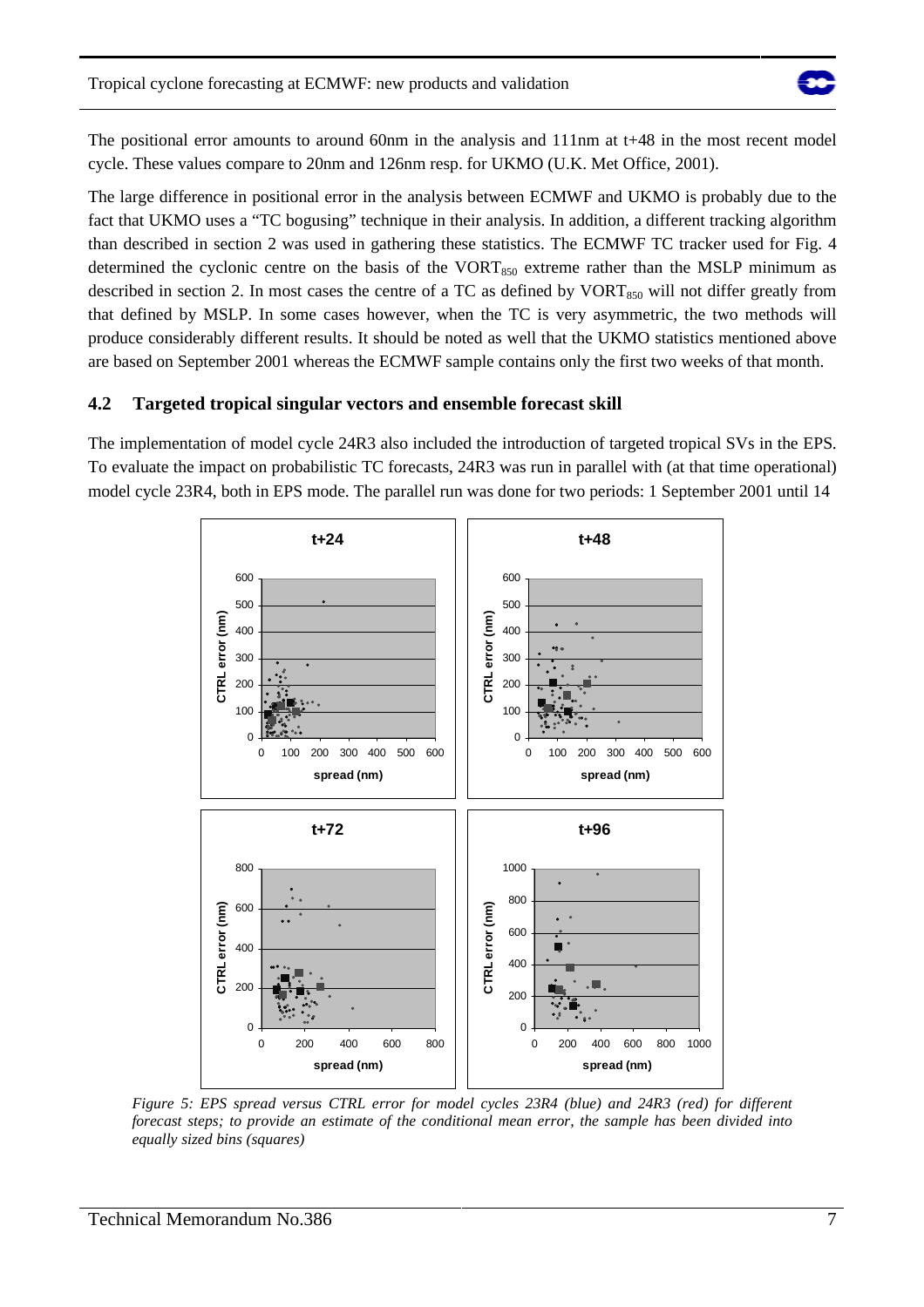The positional error amounts to around 60nm in the analysis and 111nm at t+48 in the most recent model cycle. These values compare to 20nm and 126nm resp. for UKMO (U.K. Met Office, 2001).

The large difference in positional error in the analysis between ECMWF and UKMO is probably due to the fact that UKMO uses a "TC bogusing" technique in their analysis. In addition, a different tracking algorithm than described in section 2 was used in gathering these statistics. The ECMWF TC tracker used for Fig. 4 determined the cyclonic centre on the basis of the $VORT_{850}$ extreme rather than the MSLP minimum as described in section 2. In most cases the centre of a TC as defined by $VORT_{850}$ will not differ greatly from that defined by MSLP. In some cases however, when the TC is very asymmetric, the two methods will produce considerably different results. It should be noted as well that the UKMO statistics mentioned above are based on September 2001 whereas the ECMWF sample contains only the first two weeks of that month.

### 4.2 Targeted tropical singular vectors and ensemble forecast skill

The implementation of model cycle 24R3 also included the introduction of targeted tropical SVs in the EPS. To evaluate the impact on probabilistic TC forecasts, 24R3 was run in parallel with (at that time operational) model cycle 23R4, both in EPS mode. The parallel run was done for two periods: 1 September 2001 until 14

*Figure 5: EPS spread versus CTRL error for model cycles 23R4 (blue) and 24R3 (red) for different forecast steps; to provide an estimate of the conditional mean error, the sample has been divided into equally sized bins (squares)*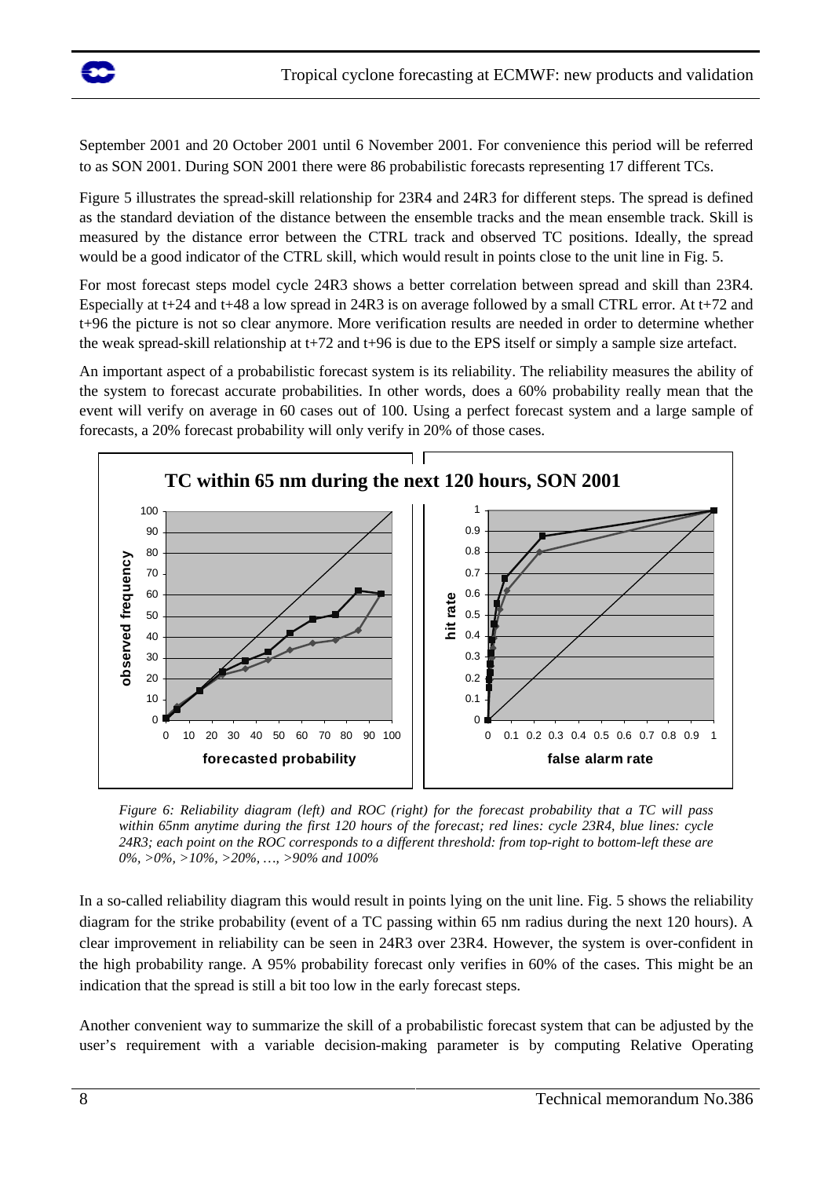September 2001 and 20 October 2001 until 6 November 2001. For convenience this period will be referred to as SON 2001. During SON 2001 there were 86 probabilistic forecasts representing 17 different TCs.

Figure 5 illustrates the spread-skill relationship for 23R4 and 24R3 for different steps. The spread is defined as the standard deviation of the distance between the ensemble tracks and the mean ensemble track. Skill is measured by the distance error between the CTRL track and observed TC positions. Ideally, the spread would be a good indicator of the CTRL skill, which would result in points close to the unit line in Fig. 5.

For most forecast steps model cycle 24R3 shows a better correlation between spread and skill than 23R4. Especially at t+24 and t+48 a low spread in 24R3 is on average followed by a small CTRL error. At t+72 and t+96 the picture is not so clear anymore. More verification results are needed in order to determine whether the weak spread-skill relationship at t+72 and t+96 is due to the EPS itself or simply a sample size artefact.

An important aspect of a probabilistic forecast system is its reliability. The reliability measures the ability of the system to forecast accurate probabilities. In other words, does a 60% probability really mean that the event will verify on average in 60 cases out of 100. Using a perfect forecast system and a large sample of forecasts, a 20% forecast probability will only verify in 20% of those cases.

*Figure 6: Reliability diagram (left) and ROC (right) for the forecast probability that a TC will pass within 65nm anytime during the first 120 hours of the forecast; red lines: cycle 23R4, blue lines: cycle 24R3; each point on the ROC corresponds to a different threshold: from top-right to bottom-left these are 0%, >0%, >10%, >20%, …, >90% and 100%*

In a so-called reliability diagram this would result in points lying on the unit line. Fig. 5 shows the reliability diagram for the strike probability (event of a TC passing within 65 nm radius during the next 120 hours). A clear improvement in reliability can be seen in 24R3 over 23R4. However, the system is over-confident in the high probability range. A 95% probability forecast only verifies in 60% of the cases. This might be an indication that the spread is still a bit too low in the early forecast steps.

Another convenient way to summarize the skill of a probabilistic forecast system that can be adjusted by the user's requirement with a variable decision-making parameter is by computing Relative Operating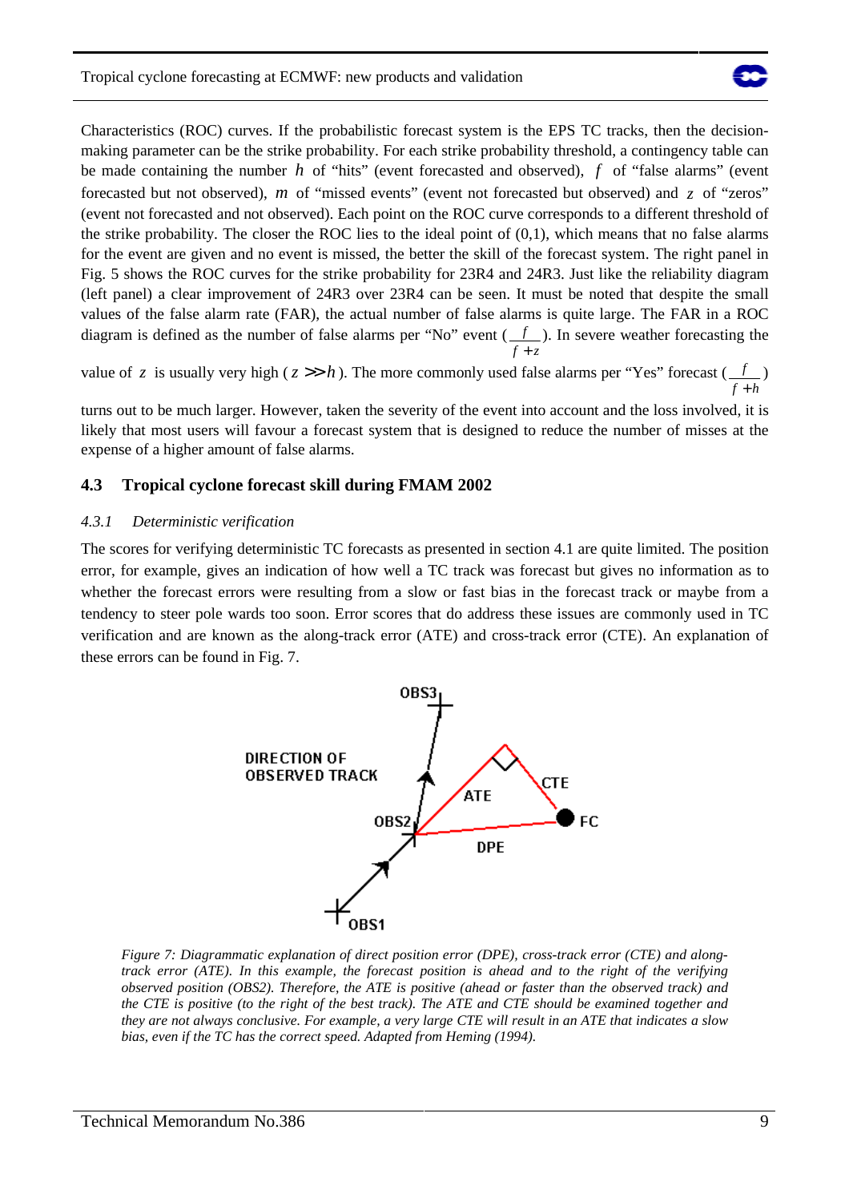Characteristics (ROC) curves. If the probabilistic forecast system is the EPS TC tracks, then the decision-making parameter can be the strike probability. For each strike probability threshold, a contingency table can be made containing the number $h$ of "hits" (event forecasted and observed), $f$ of "false alarms" (event forecasted but not observed), $m$ of "missed events" (event not forecasted but observed) and $z$ of "zeros" (event not forecasted and not observed). Each point on the ROC curve corresponds to a different threshold of the strike probability. The closer the ROC lies to the ideal point of (0,1), which means that no false alarms for the event are given and no event is missed, the better the skill of the forecast system. The right panel in Fig. 5 shows the ROC curves for the strike probability for 23R4 and 24R3. Just like the reliability diagram (left panel) a clear improvement of 24R3 over 23R4 can be seen. It must be noted that despite the small values of the false alarm rate (FAR), the actual number of false alarms is quite large. The FAR in a ROC diagram is defined as the number of false alarms per "No" event ($\frac{f}{f+z}$). In severe weather forecasting the value of $z$ is usually very high ($z >> h$). The more commonly used false alarms per "Yes" forecast ($\frac{f}{f+h}$) turns out to be much larger. However, taken the severity of the event into account and the loss involved, it is likely that most users will favour a forecast system that is designed to reduce the number of misses at the expense of a higher amount of false alarms.

## 4.3 Tropical cyclone forecast skill during FMAM 2002

### *4.3.1 Deterministic verification*

The scores for verifying deterministic TC forecasts as presented in section 4.1 are quite limited. The position error, for example, gives an indication of how well a TC track was forecast but gives no information as to whether the forecast errors were resulting from a slow or fast bias in the forecast track or maybe from a tendency to steer pole wards too soon. Error scores that do address these issues are commonly used in TC verification and are known as the along-track error (ATE) and cross-track error (CTE). An explanation of these errors can be found in Fig. 7.

*Figure 7: Diagrammatic explanation of direct position error (DPE), cross-track error (CTE) and along-track error (ATE). In this example, the forecast position is ahead and to the right of the verifying observed position (OBS2). Therefore, the ATE is positive (ahead or faster than the observed track) and the CTE is positive (to the right of the best track). The ATE and CTE should be examined together and they are not always conclusive. For example, a very large CTE will result in an ATE that indicates a slow bias, even if the TC has the correct speed. Adapted from Heming (1994).*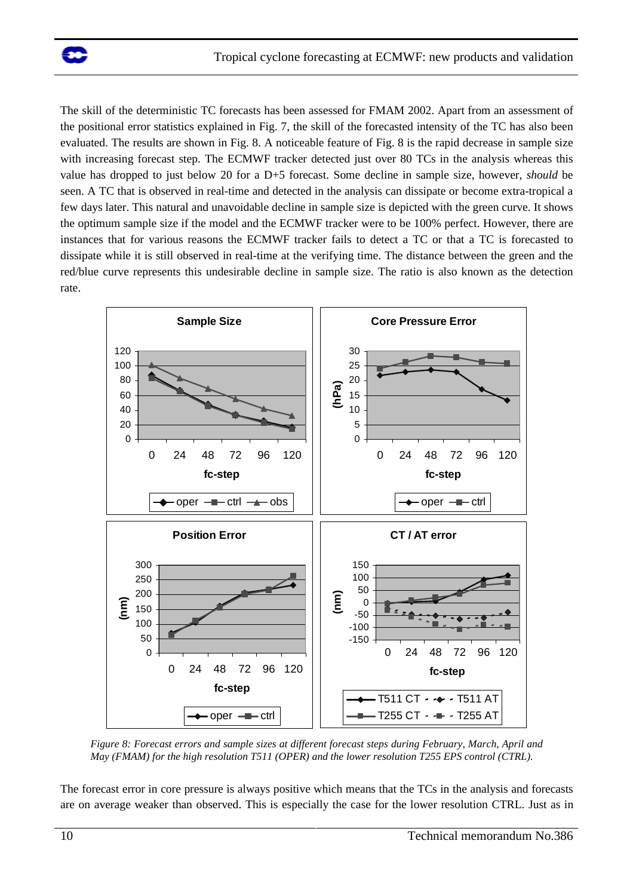The skill of the deterministic TC forecasts has been assessed for FMAM 2002. Apart from an assessment of the positional error statistics explained in Fig. 7, the skill of the forecasted intensity of the TC has also been evaluated. The results are shown in Fig. 8. A noticeable feature of Fig. 8 is the rapid decrease in sample size with increasing forecast step. The ECMWF tracker detected just over 80 TCs in the analysis whereas this value has dropped to just below 20 for a D+5 forecast. Some decline in sample size, however, *should* be seen. A TC that is observed in real-time and detected in the analysis can dissipate or become extra-tropical a few days later. This natural and unavoidable decline in sample size is depicted with the green curve. It shows the optimum sample size if the model and the ECMWF tracker were to be 100% perfect. However, there are instances that for various reasons the ECMWF tracker fails to detect a TC or that a TC is forecasted to dissipate while it is still observed in real-time at the verifying time. The distance between the green and the red/blue curve represents this undesirable decline in sample size. The ratio is also known as the detection rate.

*Figure 8: Forecast errors and sample sizes at different forecast steps during February, March, April and May (FMAM) for the high resolution T511 (OPER) and the lower resolution T255 EPS control (CTRL).*

The forecast error in core pressure is always positive which means that the TCs in the analysis and forecasts are on average weaker than observed. This is especially the case for the lower resolution CTRL. Just as in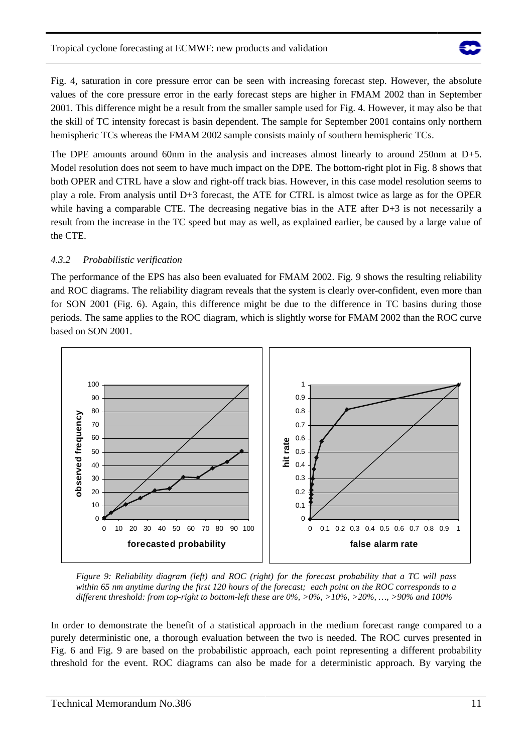Fig. 4, saturation in core pressure error can be seen with increasing forecast step. However, the absolute values of the core pressure error in the early forecast steps are higher in FMAM 2002 than in September 2001. This difference might be a result from the smaller sample used for Fig. 4. However, it may also be that the skill of TC intensity forecast is basin dependent. The sample for September 2001 contains only northern hemispheric TCs whereas the FMAM 2002 sample consists mainly of southern hemispheric TCs.

The DPE amounts around 60nm in the analysis and increases almost linearly to around 250nm at D+5. Model resolution does not seem to have much impact on the DPE. The bottom-right plot in Fig. 8 shows that both OPER and CTRL have a slow and right-off track bias. However, in this case model resolution seems to play a role. From analysis until D+3 forecast, the ATE for CTRL is almost twice as large as for the OPER while having a comparable CTE. The decreasing negative bias in the ATE after D+3 is not necessarily a result from the increase in the TC speed but may as well, as explained earlier, be caused by a large value of the CTE.

### 4.3.2 *Probabilistic verification*

The performance of the EPS has also been evaluated for FMAM 2002. Fig. 9 shows the resulting reliability and ROC diagrams. The reliability diagram reveals that the system is clearly over-confident, even more than for SON 2001 (Fig. 6). Again, this difference might be due to the difference in TC basins during those periods. The same applies to the ROC diagram, which is slightly worse for FMAM 2002 than the ROC curve based on SON 2001.

*Figure 9: Reliability diagram (left) and ROC (right) for the forecast probability that a TC will pass within 65 nm anytime during the first 120 hours of the forecast; each point on the ROC corresponds to a different threshold: from top-right to bottom-left these are 0%, >0%, >10%, >20%, …, >90% and 100%*

In order to demonstrate the benefit of a statistical approach in the medium forecast range compared to a purely deterministic one, a thorough evaluation between the two is needed. The ROC curves presented in Fig. 6 and Fig. 9 are based on the probabilistic approach, each point representing a different probability threshold for the event. ROC diagrams can also be made for a deterministic approach. By varying the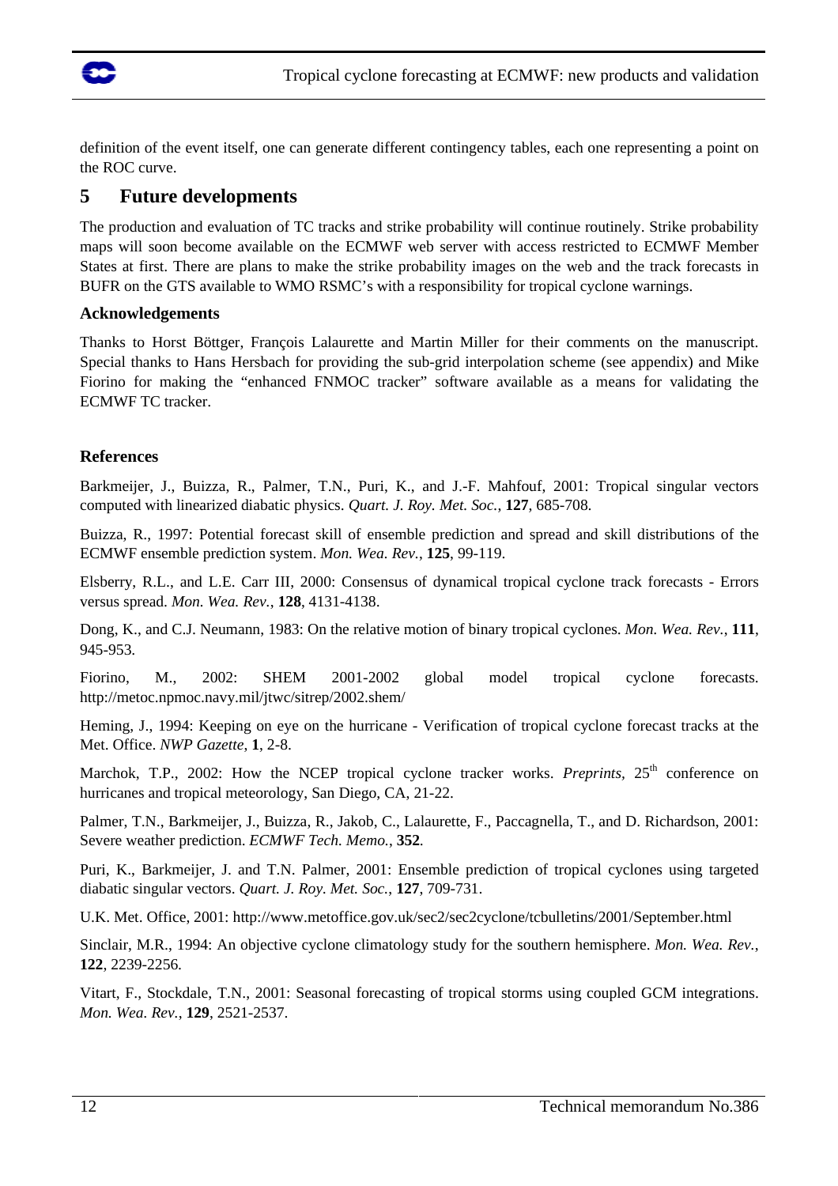definition of the event itself, one can generate different contingency tables, each one representing a point on the ROC curve.

## 5 Future developments

The production and evaluation of TC tracks and strike probability will continue routinely. Strike probability maps will soon become available on the ECMWF web server with access restricted to ECMWF Member States at first. There are plans to make the strike probability images on the web and the track forecasts in BUFR on the GTS available to WMO RSMC's with a responsibility for tropical cyclone warnings.

### Acknowledgements

Thanks to Horst Böttger, François Lalaurette and Martin Miller for their comments on the manuscript. Special thanks to Hans Hersbach for providing the sub-grid interpolation scheme (see appendix) and Mike Fiorino for making the "enhanced FNMOC tracker" software available as a means for validating the ECMWF TC tracker.

### References

Barkmeijer, J., Buizza, R., Palmer, T.N., Puri, K., and J.-F. Mahfouf, 2001: Tropical singular vectors computed with linearized diabatic physics. *Quart. J. Roy. Met. Soc.*, **127**, 685-708.

Buizza, R., 1997: Potential forecast skill of ensemble prediction and spread and skill distributions of the ECMWF ensemble prediction system. *Mon. Wea. Rev.*, **125**, 99-119.

Elsberry, R.L., and L.E. Carr III, 2000: Consensus of dynamical tropical cyclone track forecasts - Errors versus spread. *Mon. Wea. Rev.*, **128**, 4131-4138.

Dong, K., and C.J. Neumann, 1983: On the relative motion of binary tropical cyclones. *Mon. Wea. Rev.*, **111**, 945-953.

Fiorino, M., 2002: SHEM 2001-2002 global model tropical cyclone forecasts. http://metoc.npmoc.navy.mil/jtwc/sitrep/2002.shem/

Heming, J., 1994: Keeping on eye on the hurricane - Verification of tropical cyclone forecast tracks at the Met. Office. *NWP Gazette*, **1**, 2-8.

Marchok, T.P., 2002: How the NCEP tropical cyclone tracker works. *Preprints*, 25th conference on hurricanes and tropical meteorology, San Diego, CA, 21-22.

Palmer, T.N., Barkmeijer, J., Buizza, R., Jakob, C., Lalaurette, F., Paccagnella, T., and D. Richardson, 2001: Severe weather prediction. *ECMWF Tech. Memo.*, **352**.

Puri, K., Barkmeijer, J. and T.N. Palmer, 2001: Ensemble prediction of tropical cyclones using targeted diabatic singular vectors. *Quart. J. Roy. Met. Soc.*, **127**, 709-731.

U.K. Met. Office, 2001: http://www.metoffice.gov.uk/sec2/sec2cyclone/tcbulletins/2001/September.html

Sinclair, M.R., 1994: An objective cyclone climatology study for the southern hemisphere. *Mon. Wea. Rev.*, **122**, 2239-2256.

Vitart, F., Stockdale, T.N., 2001: Seasonal forecasting of tropical storms using coupled GCM integrations. *Mon. Wea. Rev.*, **129**, 2521-2537.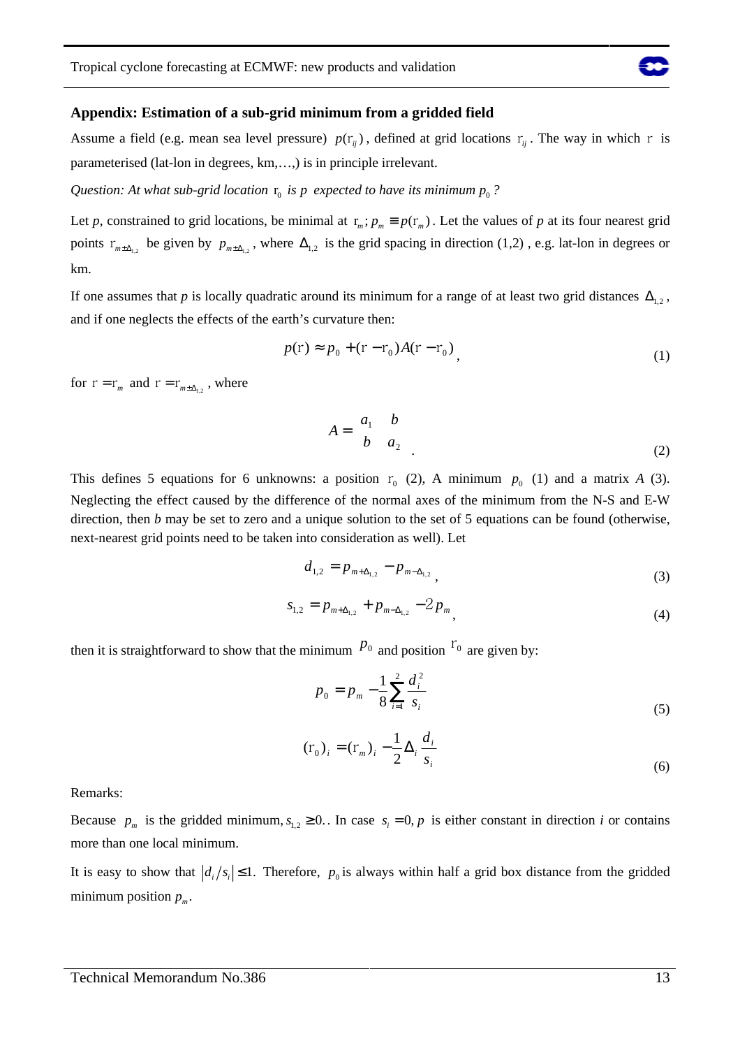## Appendix: Estimation of a sub-grid minimum from a gridded field

Assume a field (e.g. mean sea level pressure) $p(\mathrm{r}_{ij})$, defined at grid locations $\mathrm{r}_{ij}$. The way in which $\mathrm{r}$ is parameterised (lat-lon in degrees, km,…,) is in principle irrelevant.

*Question: At what sub-grid location $\mathrm{r}_0$ is $p$ expected to have its minimum $p_0$?*

Let *p*, constrained to grid locations, be minimal at $\mathrm{r}_m; p_m \equiv p(\mathrm{r}_m)$. Let the values of *p* at its four nearest grid points $\mathrm{r}_{m\pm\Delta_{1,2}}$ be given by $p_{m\pm\Delta_{1,2}}$, where $\Delta_{1,2}$ is the grid spacing in direction (1,2) , e.g. lat-lon in degrees or km.

If one assumes that *p* is locally quadratic around its minimum for a range of at least two grid distances $\Delta_{1,2}$, and if one neglects the effects of the earth's curvature then:

$$p(\mathrm{r}) \approx p_0 + (\mathrm{r} - \mathrm{r}_0)A(\mathrm{r} - \mathrm{r}_0) \tag{1}$$

for $\mathrm{r} = \mathrm{r}_m$ and $\mathrm{r} = \mathrm{r}_{m\pm\Delta_{1,2}}$, where

$$A = \begin{matrix} a_1 & b \\ b & a_2 \end{matrix} \tag{2}$$

This defines 5 equations for 6 unknowns: a position $\mathrm{r}_0$ (2), A minimum $p_0$ (1) and a matrix *A* (3). Neglecting the effect caused by the difference of the normal axes of the minimum from the N-S and E-W direction, then *b* may be set to zero and a unique solution to the set of 5 equations can be found (otherwise, next-nearest grid points need to be taken into consideration as well). Let

$$d_{1,2} = p_{m+\Delta_{1,2}} - p_{m-\Delta_{1,2}}, \tag{3}$$

$$s_{1,2} = p_{m+\Delta_{1,2}} + p_{m-\Delta_{1,2}} - 2p_m, \tag{4}$$

then it is straightforward to show that the minimum $p_0$ and position $\mathrm{r}_0$ are given by:

$$p_0 = p_m - \frac{1}{8}\sum_{i=1}^{2}\frac{d_i^2}{s_i} \tag{5}$$

$$(\mathrm{r}_0)_i = (\mathrm{r}_m)_i - \frac{1}{2}\Delta_i\frac{d_i}{s_i} \tag{6}$$

Remarks:

Because $p_m$ is the gridded minimum, $s_{1,2} \geq 0.$. In case $s_i = 0, p$ is either constant in direction *i* or contains more than one local minimum.

It is easy to show that $|d_i/s_i| \leq 1$. Therefore, $p_0$ is always within half a grid box distance from the gridded minimum position $p_m$.